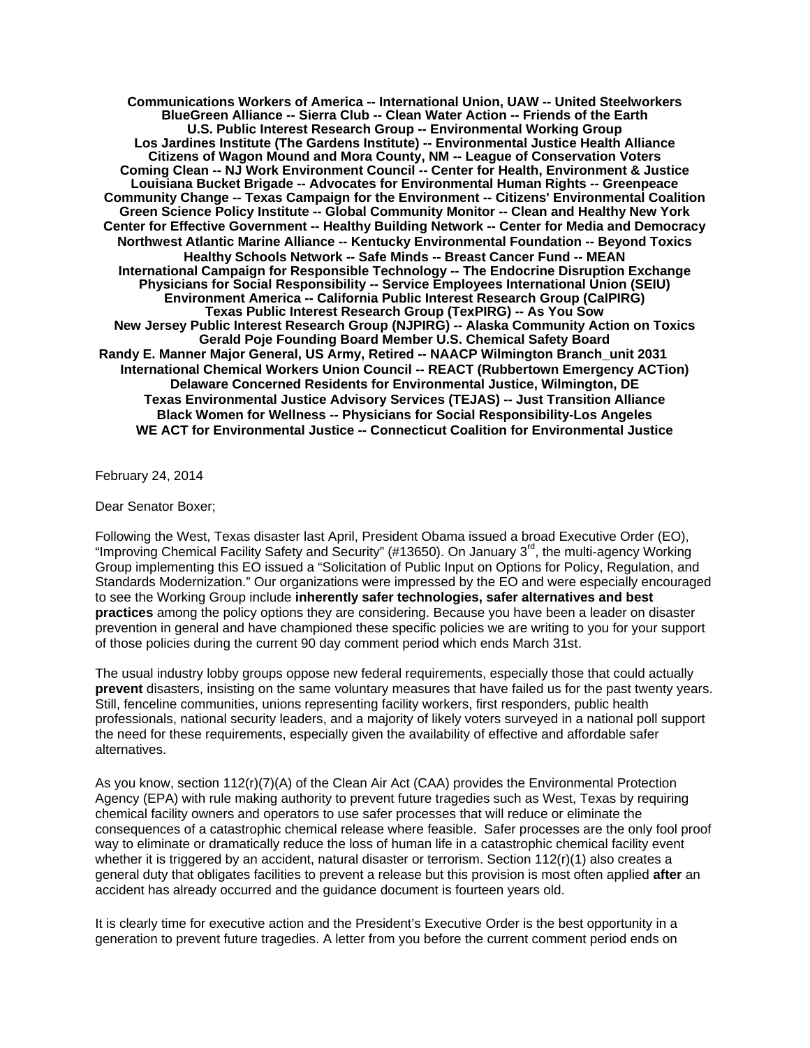**Communications Workers of America -- International Union, UAW -- United Steelworkers**
**BlueGreen Alliance -- Sierra Club -- Clean Water Action -- Friends of the Earth**
**U.S. Public Interest Research Group -- Environmental Working Group**
**Los Jardines Institute (The Gardens Institute) -- Environmental Justice Health Alliance**
**Citizens of Wagon Mound and Mora County, NM -- League of Conservation Voters**
**Coming Clean -- NJ Work Environment Council -- Center for Health, Environment & Justice**
**Louisiana Bucket Brigade -- Advocates for Environmental Human Rights -- Greenpeace**
**Community Change -- Texas Campaign for the Environment -- Citizens' Environmental Coalition**
**Green Science Policy Institute -- Global Community Monitor -- Clean and Healthy New York**
**Center for Effective Government -- Healthy Building Network -- Center for Media and Democracy**
**Northwest Atlantic Marine Alliance -- Kentucky Environmental Foundation -- Beyond Toxics**
**Healthy Schools Network -- Safe Minds -- Breast Cancer Fund -- MEAN**
**International Campaign for Responsible Technology -- The Endocrine Disruption Exchange**
**Physicians for Social Responsibility -- Service Employees International Union (SEIU)**
**Environment America -- California Public Interest Research Group (CalPIRG)**
**Texas Public Interest Research Group (TexPIRG) -- As You Sow**
**New Jersey Public Interest Research Group (NJPIRG) -- Alaska Community Action on Toxics**
**Gerald Poje Founding Board Member U.S. Chemical Safety Board**
**Randy E. Manner Major General, US Army, Retired -- NAACP Wilmington Branch_unit 2031**
**International Chemical Workers Union Council -- REACT (Rubbertown Emergency ACTion)**
**Delaware Concerned Residents for Environmental Justice, Wilmington, DE**
**Texas Environmental Justice Advisory Services (TEJAS) -- Just Transition Alliance**
**Black Women for Wellness -- Physicians for Social Responsibility-Los Angeles**
**WE ACT for Environmental Justice -- Connecticut Coalition for Environmental Justice**

February 24, 2014

Dear Senator Boxer;

Following the West, Texas disaster last April, President Obama issued a broad Executive Order (EO), "Improving Chemical Facility Safety and Security" (#13650). On January 3rd, the multi-agency Working Group implementing this EO issued a "Solicitation of Public Input on Options for Policy, Regulation, and Standards Modernization." Our organizations were impressed by the EO and were especially encouraged to see the Working Group include **inherently safer technologies, safer alternatives and best practices** among the policy options they are considering. Because you have been a leader on disaster prevention in general and have championed these specific policies we are writing to you for your support of those policies during the current 90 day comment period which ends March 31st.

The usual industry lobby groups oppose new federal requirements, especially those that could actually **prevent** disasters, insisting on the same voluntary measures that have failed us for the past twenty years. Still, fenceline communities, unions representing facility workers, first responders, public health professionals, national security leaders, and a majority of likely voters surveyed in a national poll support the need for these requirements, especially given the availability of effective and affordable safer alternatives.

As you know, section 112(r)(7)(A) of the Clean Air Act (CAA) provides the Environmental Protection Agency (EPA) with rule making authority to prevent future tragedies such as West, Texas by requiring chemical facility owners and operators to use safer processes that will reduce or eliminate the consequences of a catastrophic chemical release where feasible. Safer processes are the only fool proof way to eliminate or dramatically reduce the loss of human life in a catastrophic chemical facility event whether it is triggered by an accident, natural disaster or terrorism. Section 112(r)(1) also creates a general duty that obligates facilities to prevent a release but this provision is most often applied **after** an accident has already occurred and the guidance document is fourteen years old.

It is clearly time for executive action and the President's Executive Order is the best opportunity in a generation to prevent future tragedies. A letter from you before the current comment period ends on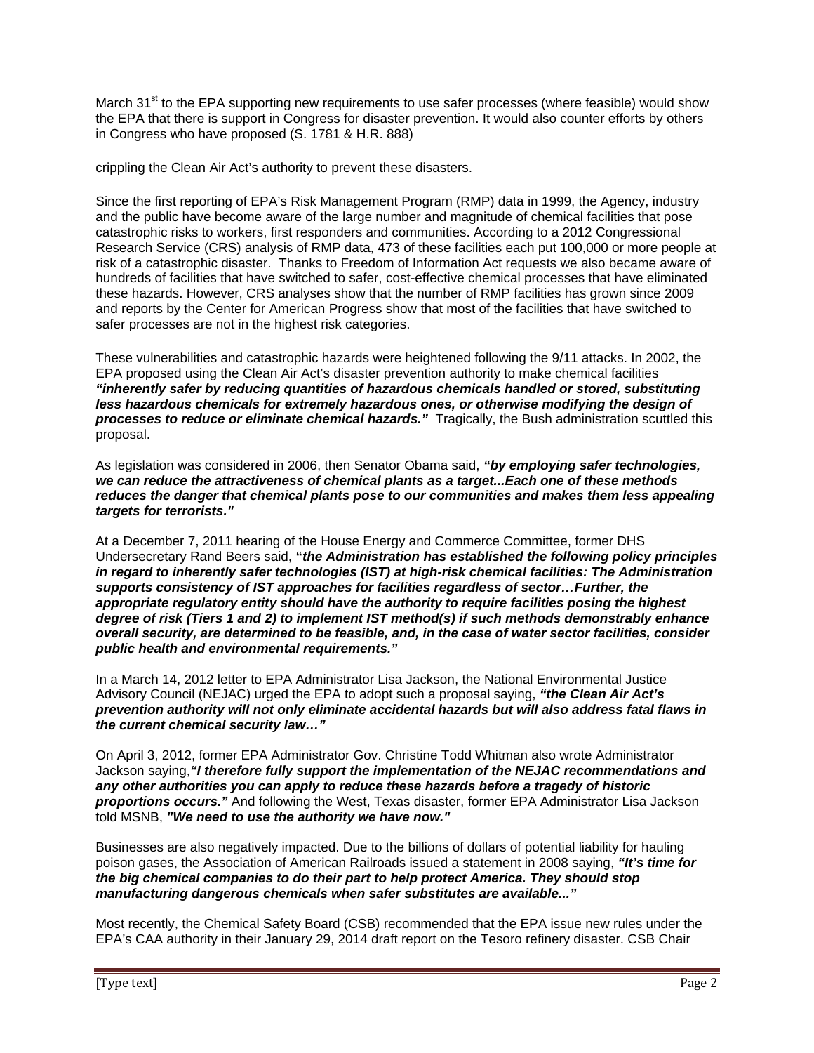March 31st to the EPA supporting new requirements to use safer processes (where feasible) would show the EPA that there is support in Congress for disaster prevention. It would also counter efforts by others in Congress who have proposed (S. 1781 & H.R. 888)

crippling the Clean Air Act's authority to prevent these disasters.

Since the first reporting of EPA's Risk Management Program (RMP) data in 1999, the Agency, industry and the public have become aware of the large number and magnitude of chemical facilities that pose catastrophic risks to workers, first responders and communities. According to a 2012 Congressional Research Service (CRS) analysis of RMP data, 473 of these facilities each put 100,000 or more people at risk of a catastrophic disaster. Thanks to Freedom of Information Act requests we also became aware of hundreds of facilities that have switched to safer, cost-effective chemical processes that have eliminated these hazards. However, CRS analyses show that the number of RMP facilities has grown since 2009 and reports by the Center for American Progress show that most of the facilities that have switched to safer processes are not in the highest risk categories.

These vulnerabilities and catastrophic hazards were heightened following the 9/11 attacks. In 2002, the EPA proposed using the Clean Air Act's disaster prevention authority to make chemical facilities ***"inherently safer by reducing quantities of hazardous chemicals handled or stored, substituting less hazardous chemicals for extremely hazardous ones, or otherwise modifying the design of processes to reduce or eliminate chemical hazards."*** Tragically, the Bush administration scuttled this proposal.

As legislation was considered in 2006, then Senator Obama said, ***"by employing safer technologies, we can reduce the attractiveness of chemical plants as a target...Each one of these methods reduces the danger that chemical plants pose to our communities and makes them less appealing targets for terrorists."***

At a December 7, 2011 hearing of the House Energy and Commerce Committee, former DHS Undersecretary Rand Beers said, **"*the Administration has established the following policy principles in regard to inherently safer technologies (IST) at high-risk chemical facilities: The Administration supports consistency of IST approaches for facilities regardless of sector…Further, the appropriate regulatory entity should have the authority to require facilities posing the highest degree of risk (Tiers 1 and 2) to implement IST method(s) if such methods demonstrably enhance overall security, are determined to be feasible, and, in the case of water sector facilities, consider public health and environmental requirements."***

In a March 14, 2012 letter to EPA Administrator Lisa Jackson, the National Environmental Justice Advisory Council (NEJAC) urged the EPA to adopt such a proposal saying, ***"the Clean Air Act's prevention authority will not only eliminate accidental hazards but will also address fatal flaws in the current chemical security law…"***

On April 3, 2012, former EPA Administrator Gov. Christine Todd Whitman also wrote Administrator Jackson saying,***"I therefore fully support the implementation of the NEJAC recommendations and any other authorities you can apply to reduce these hazards before a tragedy of historic proportions occurs."*** And following the West, Texas disaster, former EPA Administrator Lisa Jackson told MSNB, ***"We need to use the authority we have now."***

Businesses are also negatively impacted. Due to the billions of dollars of potential liability for hauling poison gases, the Association of American Railroads issued a statement in 2008 saying, ***"It's time for the big chemical companies to do their part to help protect America. They should stop manufacturing dangerous chemicals when safer substitutes are available..."***

Most recently, the Chemical Safety Board (CSB) recommended that the EPA issue new rules under the EPA's CAA authority in their January 29, 2014 draft report on the Tesoro refinery disaster. CSB Chair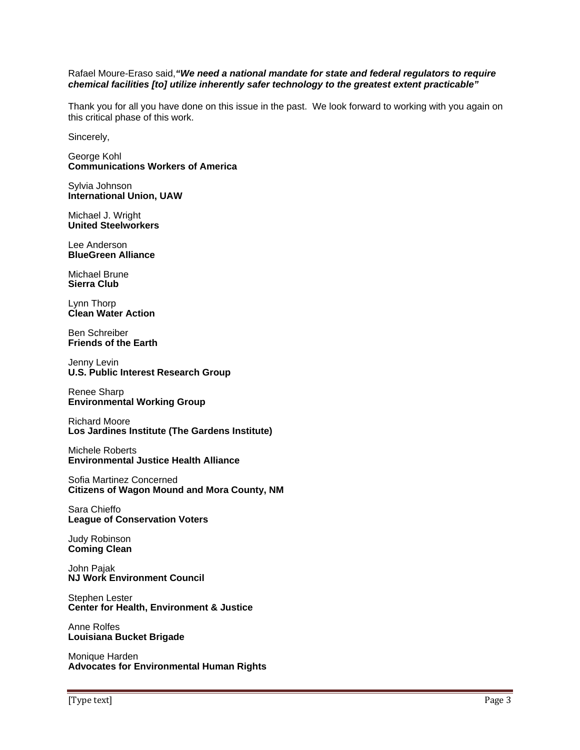Rafael Moure-Eraso said,***"We need a national mandate for state and federal regulators to require chemical facilities [to] utilize inherently safer technology to the greatest extent practicable"***

Thank you for all you have done on this issue in the past. We look forward to working with you again on this critical phase of this work.

Sincerely,

George Kohl
**Communications Workers of America**

Sylvia Johnson
**International Union, UAW**

Michael J. Wright
**United Steelworkers**

Lee Anderson
**BlueGreen Alliance**

Michael Brune
**Sierra Club**

Lynn Thorp
**Clean Water Action**

Ben Schreiber
**Friends of the Earth**

Jenny Levin
**U.S. Public Interest Research Group**

Renee Sharp
**Environmental Working Group**

Richard Moore
**Los Jardines Institute (The Gardens Institute)**

Michele Roberts
**Environmental Justice Health Alliance**

Sofia Martinez Concerned
**Citizens of Wagon Mound and Mora County, NM**

Sara Chieffo
**League of Conservation Voters**

Judy Robinson
**Coming Clean**

John Pajak
**NJ Work Environment Council**

Stephen Lester
**Center for Health, Environment & Justice**

Anne Rolfes
**Louisiana Bucket Brigade**

Monique Harden
**Advocates for Environmental Human Rights**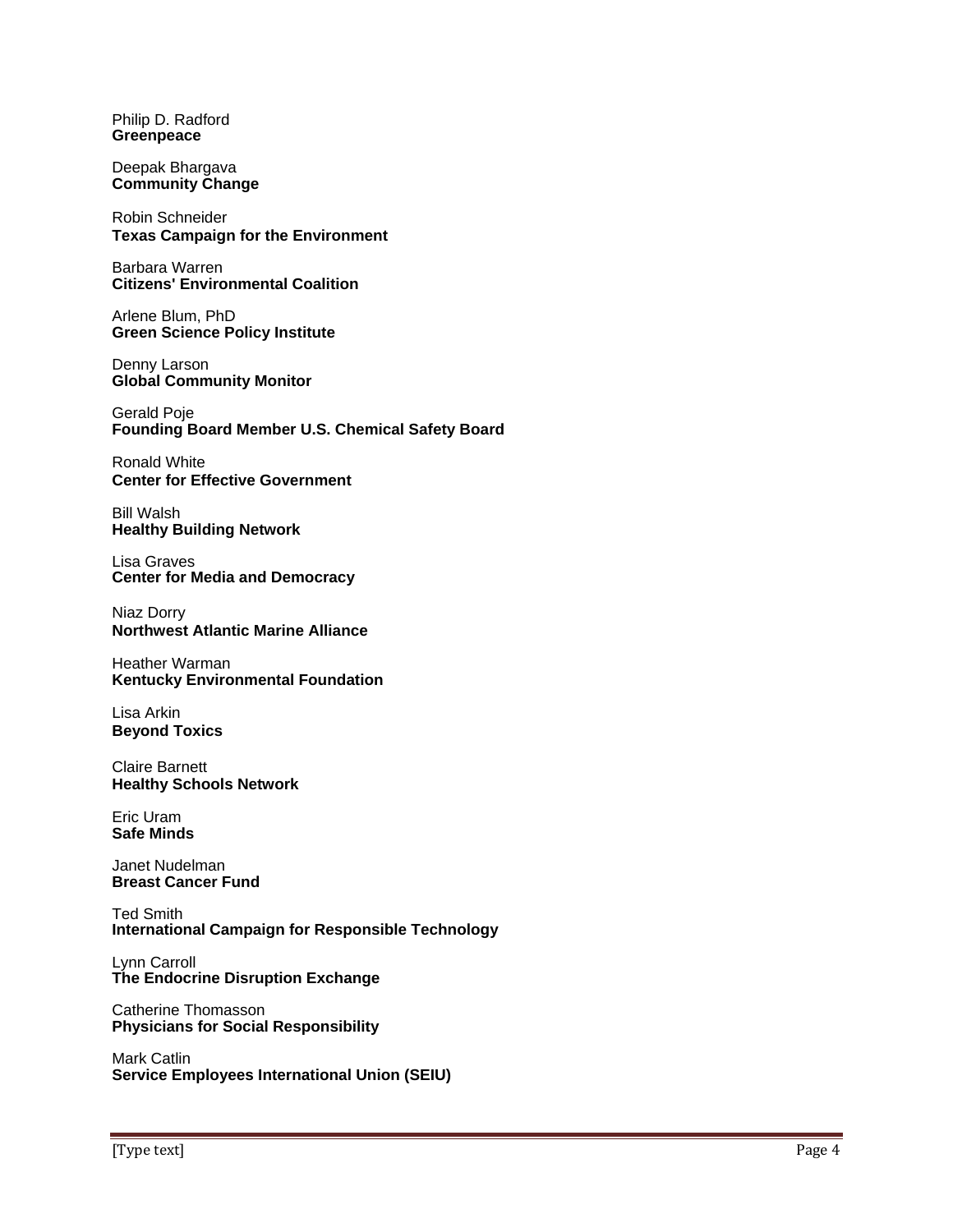Philip D. Radford
**Greenpeace**

Deepak Bhargava
**Community Change**

Robin Schneider
**Texas Campaign for the Environment**

Barbara Warren
**Citizens' Environmental Coalition**

Arlene Blum, PhD
**Green Science Policy Institute**

Denny Larson
**Global Community Monitor**

Gerald Poje
**Founding Board Member U.S. Chemical Safety Board**

Ronald White
**Center for Effective Government**

Bill Walsh
**Healthy Building Network**

Lisa Graves
**Center for Media and Democracy**

Niaz Dorry
**Northwest Atlantic Marine Alliance**

Heather Warman
**Kentucky Environmental Foundation**

Lisa Arkin
**Beyond Toxics**

Claire Barnett
**Healthy Schools Network**

Eric Uram
**Safe Minds**

Janet Nudelman
**Breast Cancer Fund**

Ted Smith
**International Campaign for Responsible Technology**

Lynn Carroll
**The Endocrine Disruption Exchange**

Catherine Thomasson
**Physicians for Social Responsibility**

Mark Catlin
**Service Employees International Union (SEIU)**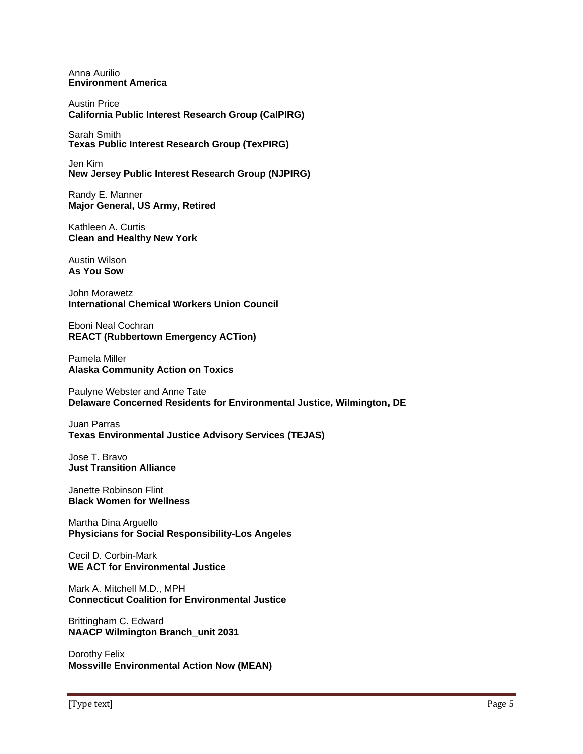Anna Aurilio
**Environment America**

Austin Price
**California Public Interest Research Group (CalPIRG)**

Sarah Smith
**Texas Public Interest Research Group (TexPIRG)**

Jen Kim
**New Jersey Public Interest Research Group (NJPIRG)**

Randy E. Manner
**Major General, US Army, Retired**

Kathleen A. Curtis
**Clean and Healthy New York**

Austin Wilson
**As You Sow**

John Morawetz
**International Chemical Workers Union Council**

Eboni Neal Cochran
**REACT (Rubbertown Emergency ACTion)**

Pamela Miller
**Alaska Community Action on Toxics**

Paulyne Webster and Anne Tate
**Delaware Concerned Residents for Environmental Justice, Wilmington, DE**

Juan Parras
**Texas Environmental Justice Advisory Services (TEJAS)**

Jose T. Bravo
**Just Transition Alliance**

Janette Robinson Flint
**Black Women for Wellness**

Martha Dina Arguello
**Physicians for Social Responsibility-Los Angeles**

Cecil D. Corbin-Mark
**WE ACT for Environmental Justice**

Mark A. Mitchell M.D., MPH
**Connecticut Coalition for Environmental Justice**

Brittingham C. Edward
**NAACP Wilmington Branch_unit 2031**

Dorothy Felix
**Mossville Environmental Action Now (MEAN)**